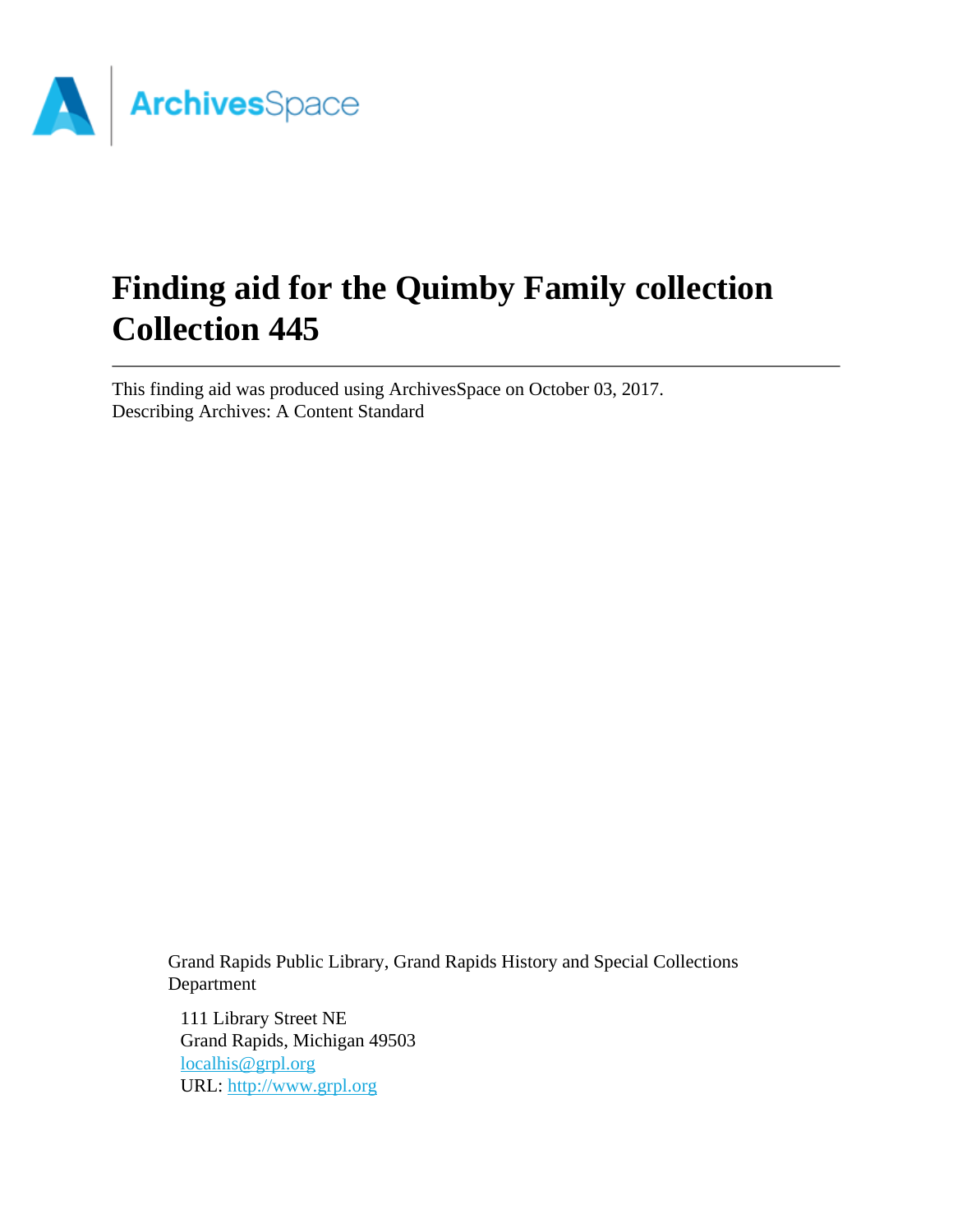# Finding aid for the Quimby Family collection Collection 445

This finding aid was produced using ArchivesSpace on October 03, 2017.
Describing Archives: A Content Standard

Grand Rapids Public Library, Grand Rapids History and Special Collections Department

111 Library Street NE
Grand Rapids, Michigan 49503
[localhis@grpl.org](mailto:localhis@grpl.org)
URL: [http://www.grpl.org](http://www.grpl.org)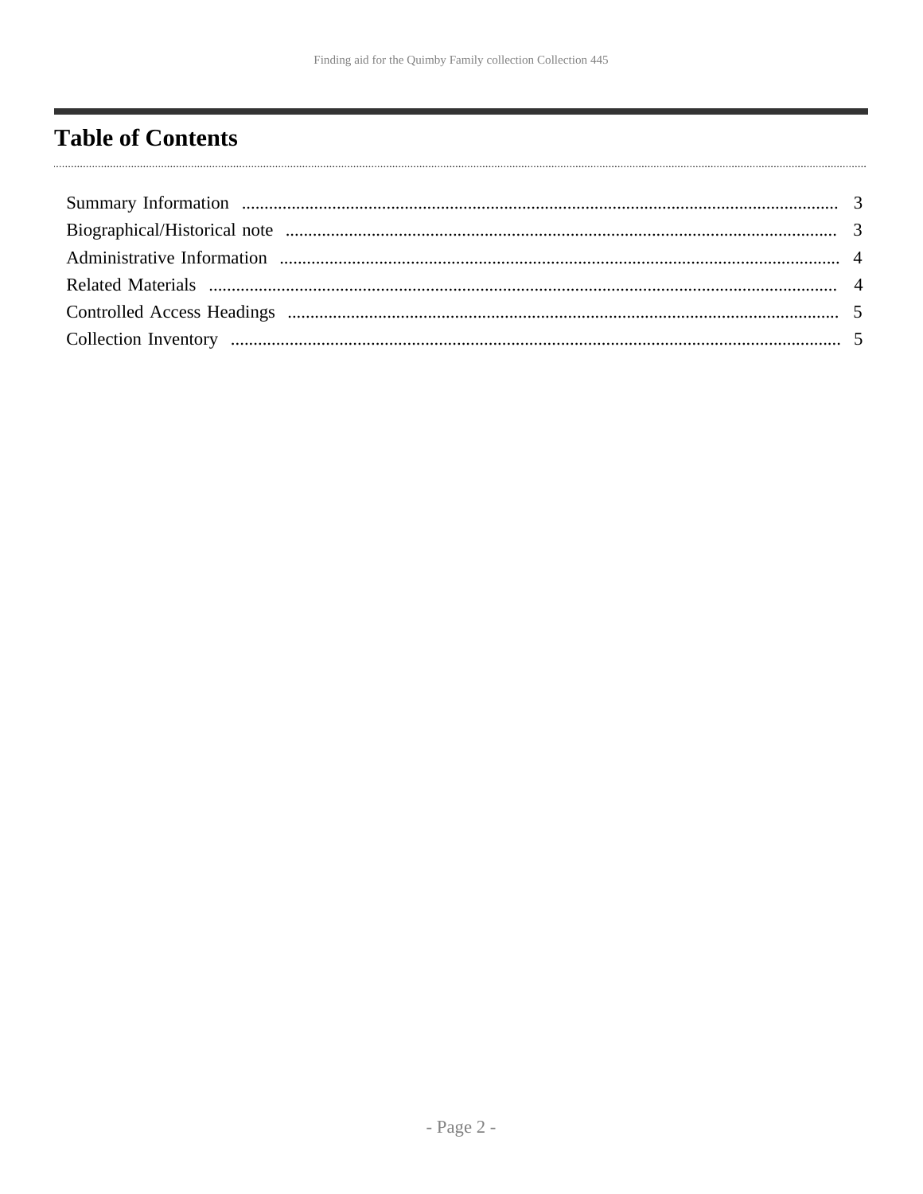# Table of Contents

- Summary Information .......... 3
- Biographical/Historical note .......... 3
- Administrative Information .......... 4
- Related Materials .......... 4
- Controlled Access Headings .......... 5
- Collection Inventory .......... 5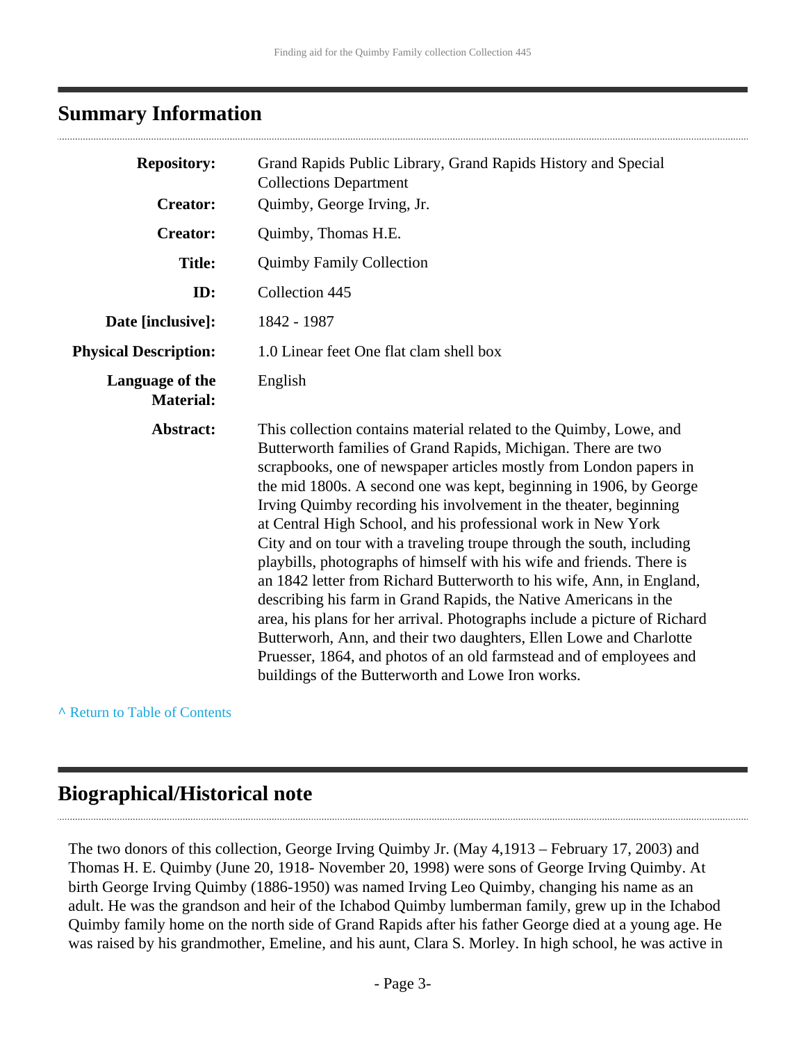## Summary Information

| | |
|---|---|
| **Repository:** | Grand Rapids Public Library, Grand Rapids History and Special Collections Department |
| **Creator:** | Quimby, George Irving, Jr. |
| **Creator:** | Quimby, Thomas H.E. |
| **Title:** | Quimby Family Collection |
| **ID:** | Collection 445 |
| **Date [inclusive]:** | 1842 - 1987 |
| **Physical Description:** | 1.0 Linear feet One flat clam shell box |
| **Language of the Material:** | English |
| **Abstract:** | This collection contains material related to the Quimby, Lowe, and Butterworth families of Grand Rapids, Michigan. There are two scrapbooks, one of newspaper articles mostly from London papers in the mid 1800s. A second one was kept, beginning in 1906, by George Irving Quimby recording his involvement in the theater, beginning at Central High School, and his professional work in New York City and on tour with a traveling troupe through the south, including playbills, photographs of himself with his wife and friends. There is an 1842 letter from Richard Butterworth to his wife, Ann, in England, describing his farm in Grand Rapids, the Native Americans in the area, his plans for her arrival. Photographs include a picture of Richard Butterworh, Ann, and their two daughters, Ellen Lowe and Charlotte Pruesser, 1864, and photos of an old farmstead and of employees and buildings of the Butterworth and Lowe Iron works. |

^ Return to Table of Contents

## Biographical/Historical note

The two donors of this collection, George Irving Quimby Jr. (May 4,1913 – February 17, 2003) and Thomas H. E. Quimby (June 20, 1918- November 20, 1998) were sons of George Irving Quimby. At birth George Irving Quimby (1886-1950) was named Irving Leo Quimby, changing his name as an adult. He was the grandson and heir of the Ichabod Quimby lumberman family, grew up in the Ichabod Quimby family home on the north side of Grand Rapids after his father George died at a young age. He was raised by his grandmother, Emeline, and his aunt, Clara S. Morley. In high school, he was active in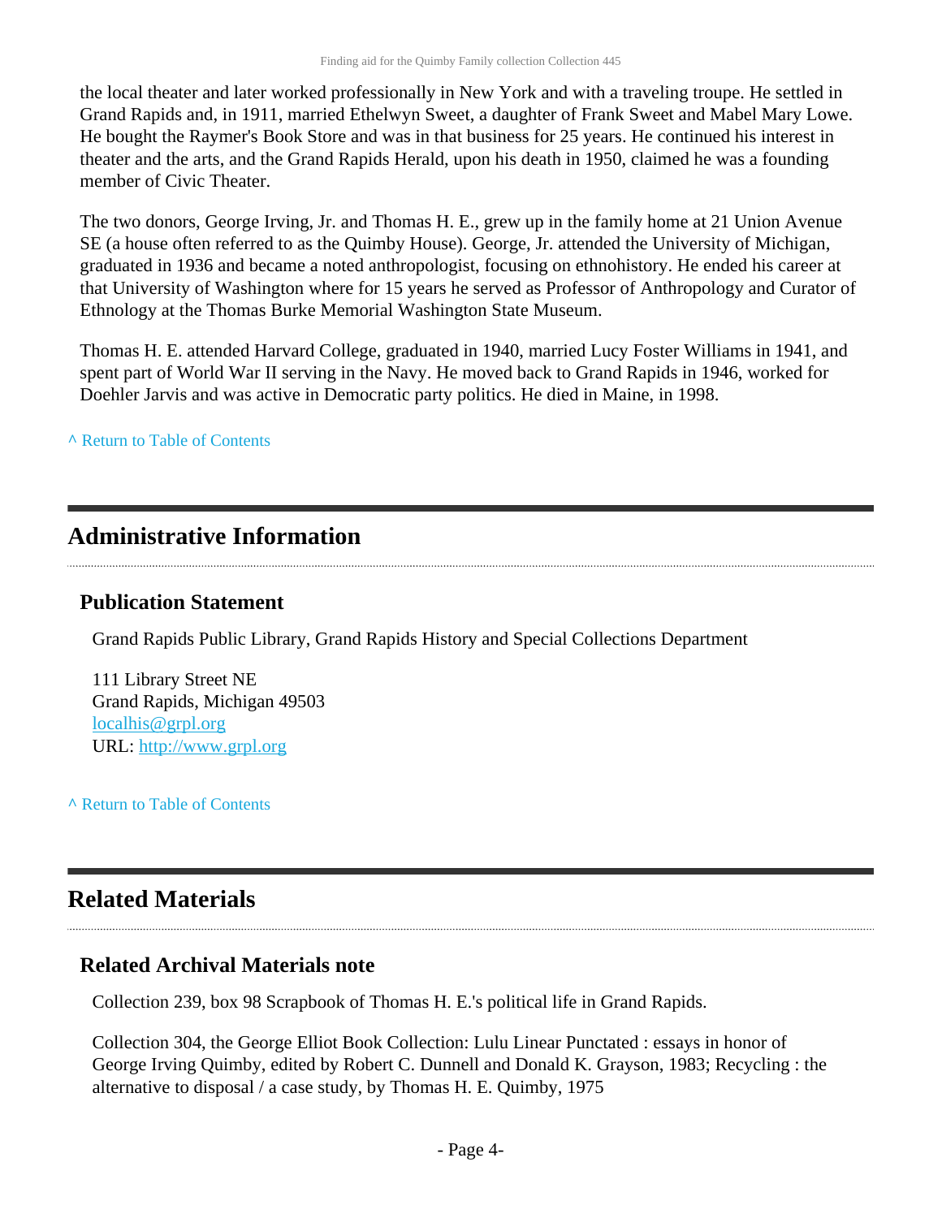the local theater and later worked professionally in New York and with a traveling troupe. He settled in Grand Rapids and, in 1911, married Ethelwyn Sweet, a daughter of Frank Sweet and Mabel Mary Lowe. He bought the Raymer's Book Store and was in that business for 25 years. He continued his interest in theater and the arts, and the Grand Rapids Herald, upon his death in 1950, claimed he was a founding member of Civic Theater.

The two donors, George Irving, Jr. and Thomas H. E., grew up in the family home at 21 Union Avenue SE (a house often referred to as the Quimby House). George, Jr. attended the University of Michigan, graduated in 1936 and became a noted anthropologist, focusing on ethnohistory. He ended his career at that University of Washington where for 15 years he served as Professor of Anthropology and Curator of Ethnology at the Thomas Burke Memorial Washington State Museum.

Thomas H. E. attended Harvard College, graduated in 1940, married Lucy Foster Williams in 1941, and spent part of World War II serving in the Navy. He moved back to Grand Rapids in 1946, worked for Doehler Jarvis and was active in Democratic party politics. He died in Maine, in 1998.

^ Return to Table of Contents

## Administrative Information

### Publication Statement

Grand Rapids Public Library, Grand Rapids History and Special Collections Department

111 Library Street NE
Grand Rapids, Michigan 49503
localhis@grpl.org
URL: http://www.grpl.org

^ Return to Table of Contents

## Related Materials

### Related Archival Materials note

Collection 239, box 98 Scrapbook of Thomas H. E.'s political life in Grand Rapids.

Collection 304, the George Elliot Book Collection: Lulu Linear Punctated : essays in honor of George Irving Quimby, edited by Robert C. Dunnell and Donald K. Grayson, 1983; Recycling : the alternative to disposal / a case study, by Thomas H. E. Quimby, 1975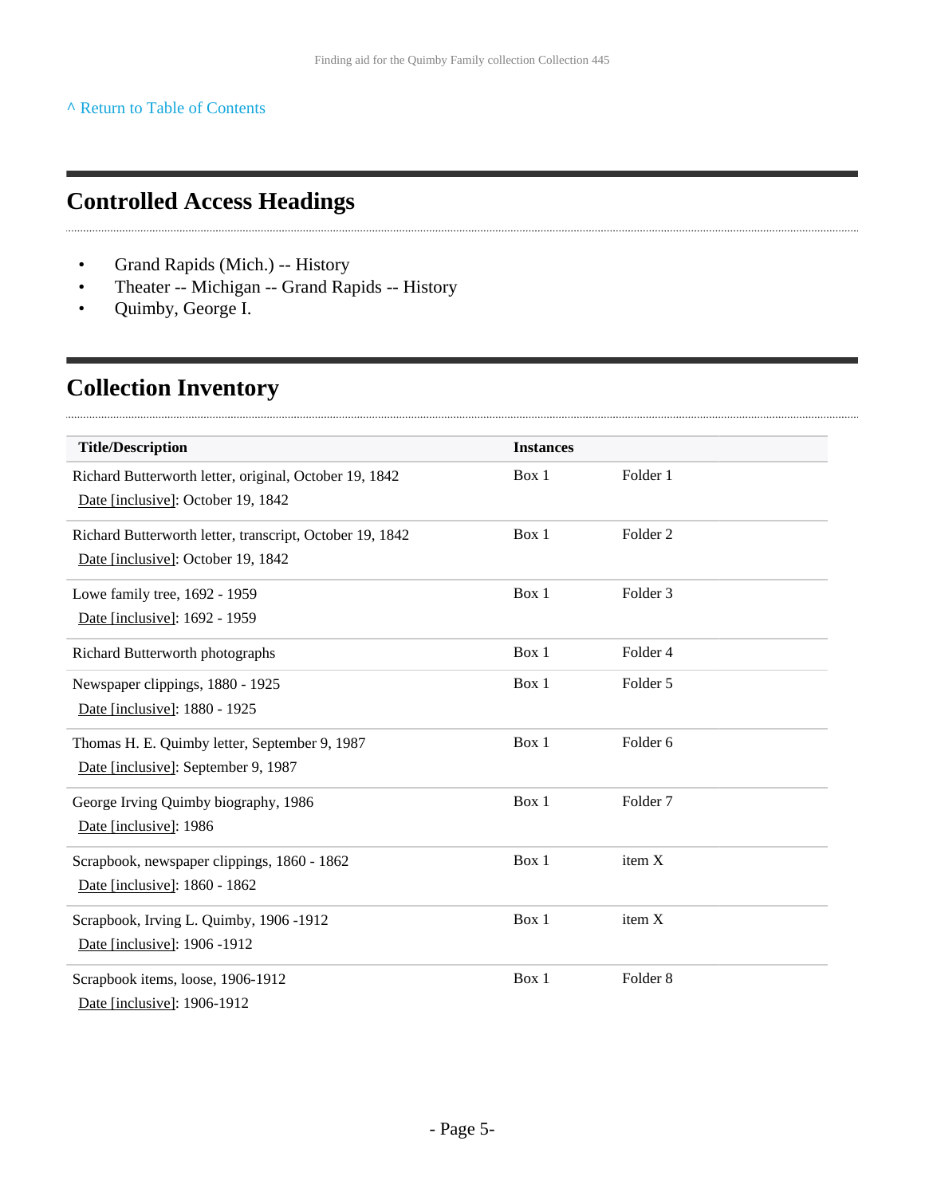^ Return to Table of Contents

## Controlled Access Headings

- Grand Rapids (Mich.) -- History
- Theater -- Michigan -- Grand Rapids -- History
- Quimby, George I.

## Collection Inventory

| Title/Description | Instances | |
|---|---|---|
| Richard Butterworth letter, original, October 19, 1842<br>Date [inclusive]: October 19, 1842 | Box 1 | Folder 1 |
| Richard Butterworth letter, transcript, October 19, 1842<br>Date [inclusive]: October 19, 1842 | Box 1 | Folder 2 |
| Lowe family tree, 1692 - 1959<br>Date [inclusive]: 1692 - 1959 | Box 1 | Folder 3 |
| Richard Butterworth photographs | Box 1 | Folder 4 |
| Newspaper clippings, 1880 - 1925<br>Date [inclusive]: 1880 - 1925 | Box 1 | Folder 5 |
| Thomas H. E. Quimby letter, September 9, 1987<br>Date [inclusive]: September 9, 1987 | Box 1 | Folder 6 |
| George Irving Quimby biography, 1986<br>Date [inclusive]: 1986 | Box 1 | Folder 7 |
| Scrapbook, newspaper clippings, 1860 - 1862<br>Date [inclusive]: 1860 - 1862 | Box 1 | item X |
| Scrapbook, Irving L. Quimby, 1906 -1912<br>Date [inclusive]: 1906 -1912 | Box 1 | item X |
| Scrapbook items, loose, 1906-1912<br>Date [inclusive]: 1906-1912 | Box 1 | Folder 8 |